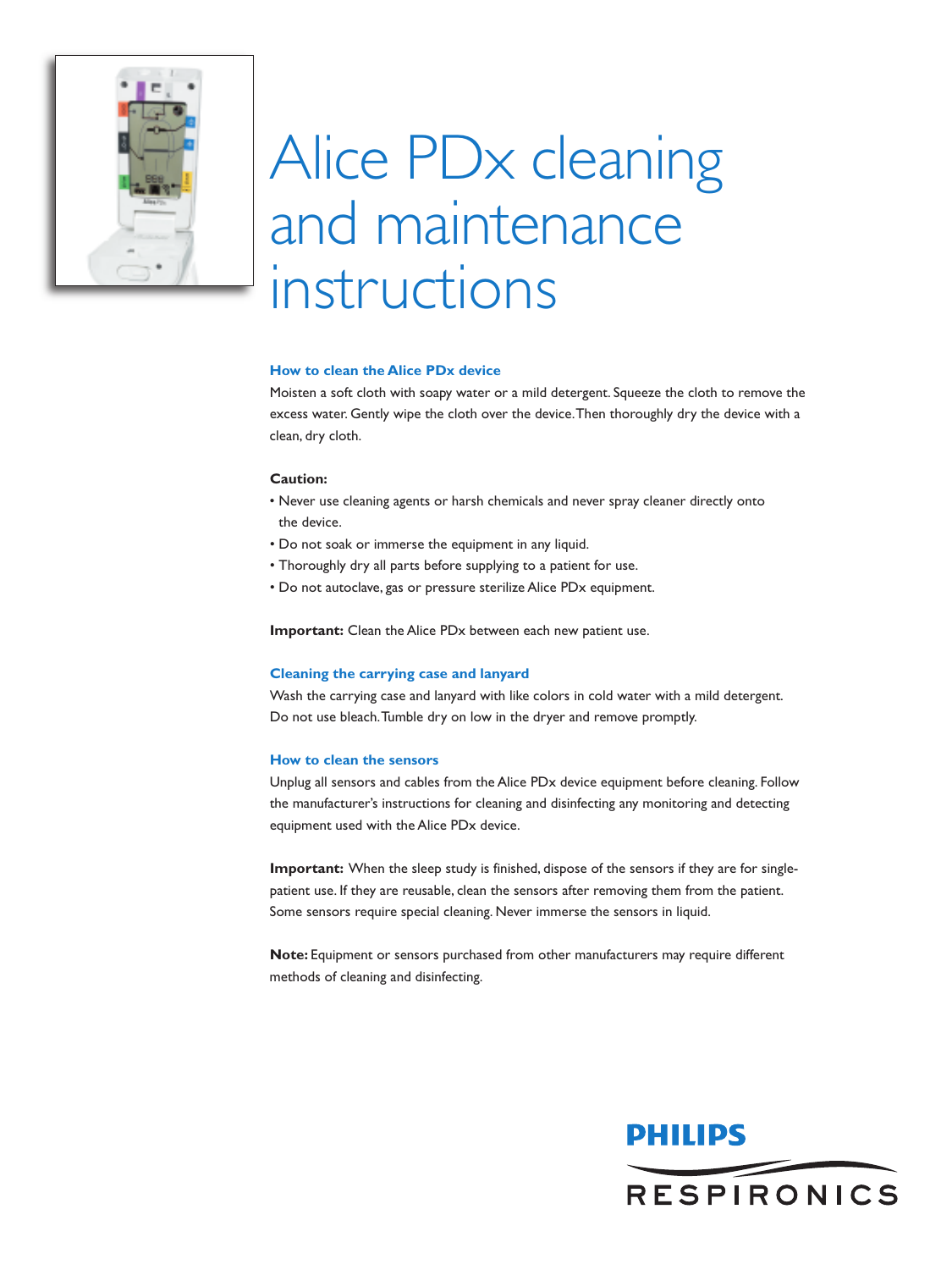# Alice PDx cleaning and maintenance instructions

### How to clean the Alice PDx device

Moisten a soft cloth with soapy water or a mild detergent. Squeeze the cloth to remove the excess water. Gently wipe the cloth over the device. Then thoroughly dry the device with a clean, dry cloth.

**Caution:**

- Never use cleaning agents or harsh chemicals and never spray cleaner directly onto the device.
- Do not soak or immerse the equipment in any liquid.
- Thoroughly dry all parts before supplying to a patient for use.
- Do not autoclave, gas or pressure sterilize Alice PDx equipment.

**Important:** Clean the Alice PDx between each new patient use.

### Cleaning the carrying case and lanyard

Wash the carrying case and lanyard with like colors in cold water with a mild detergent. Do not use bleach. Tumble dry on low in the dryer and remove promptly.

### How to clean the sensors

Unplug all sensors and cables from the Alice PDx device equipment before cleaning. Follow the manufacturer's instructions for cleaning and disinfecting any monitoring and detecting equipment used with the Alice PDx device.

**Important:** When the sleep study is finished, dispose of the sensors if they are for single-patient use. If they are reusable, clean the sensors after removing them from the patient. Some sensors require special cleaning. Never immerse the sensors in liquid.

**Note:** Equipment or sensors purchased from other manufacturers may require different methods of cleaning and disinfecting.

PHILIPS RESPIRONICS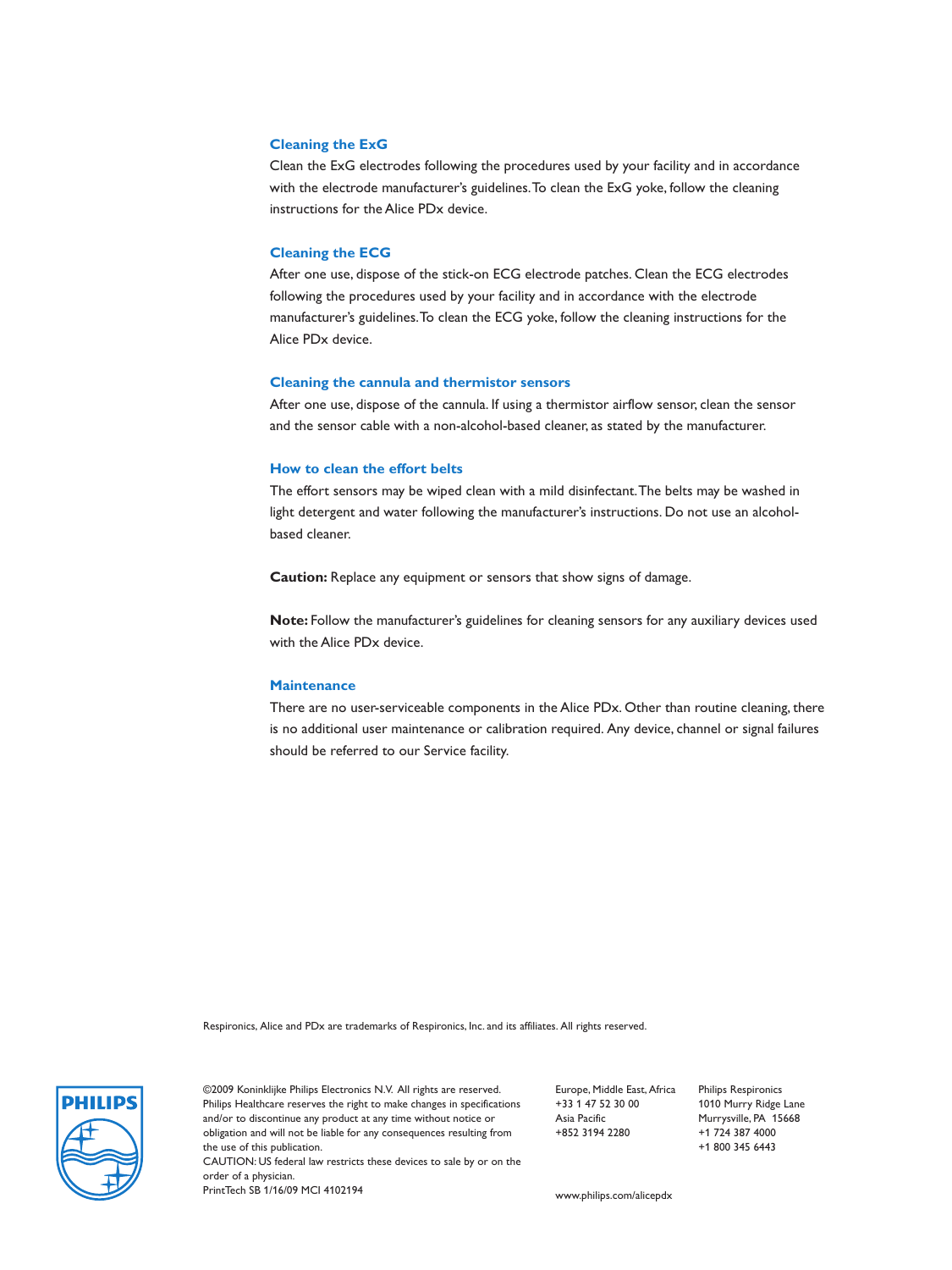### Cleaning the ExG

Clean the ExG electrodes following the procedures used by your facility and in accordance with the electrode manufacturer's guidelines. To clean the ExG yoke, follow the cleaning instructions for the Alice PDx device.

### Cleaning the ECG

After one use, dispose of the stick-on ECG electrode patches. Clean the ECG electrodes following the procedures used by your facility and in accordance with the electrode manufacturer's guidelines. To clean the ECG yoke, follow the cleaning instructions for the Alice PDx device.

### Cleaning the cannula and thermistor sensors

After one use, dispose of the cannula. If using a thermistor airflow sensor, clean the sensor and the sensor cable with a non-alcohol-based cleaner, as stated by the manufacturer.

### How to clean the effort belts

The effort sensors may be wiped clean with a mild disinfectant. The belts may be washed in light detergent and water following the manufacturer's instructions. Do not use an alcohol-based cleaner.

**Caution:** Replace any equipment or sensors that show signs of damage.

**Note:** Follow the manufacturer's guidelines for cleaning sensors for any auxiliary devices used with the Alice PDx device.

### Maintenance

There are no user-serviceable components in the Alice PDx. Other than routine cleaning, there is no additional user maintenance or calibration required. Any device, channel or signal failures should be referred to our Service facility.

Respironics, Alice and PDx are trademarks of Respironics, Inc. and its affiliates. All rights reserved.

PHILIPS

©2009 Koninklijke Philips Electronics N.V. All rights are reserved.
Philips Healthcare reserves the right to make changes in specifications and/or to discontinue any product at any time without notice or obligation and will not be liable for any consequences resulting from the use of this publication.
CAUTION: US federal law restricts these devices to sale by or on the order of a physician.
PrintTech SB 1/16/09 MCI 4102194

Europe, Middle East, Africa
+33 1 47 52 30 00
Asia Pacific
+852 3194 2280

Philips Respironics
1010 Murry Ridge Lane
Murrysville, PA 15668
+1 724 387 4000
+1 800 345 6443

www.philips.com/alicepdx